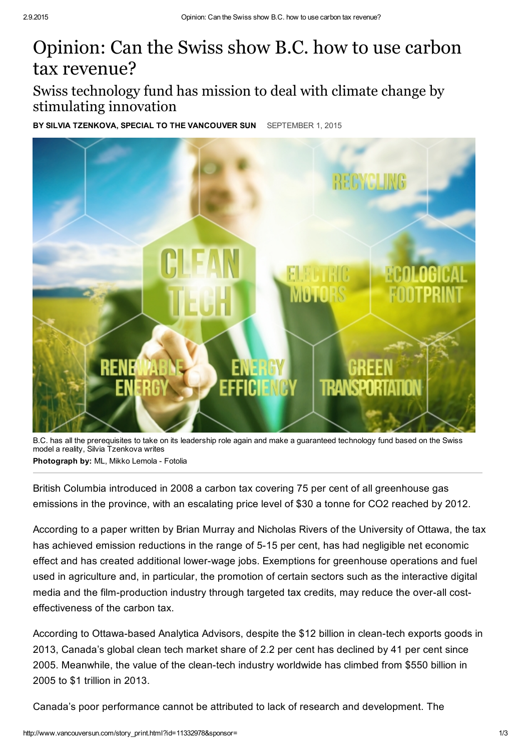# Opinion: Can the Swiss show B.C. how to use carbon tax revenue?

## Swiss technology fund has mission to deal with climate change by stimulating innovation

**BY SILVIA TZENKOVA, SPECIAL TO THE VANCOUVER SUN** SEPTEMBER 1, 2015

B.C. has all the prerequisites to take on its leadership role again and make a guaranteed technology fund based on the Swiss model a reality, Silvia Tzenkova writes

**Photograph by:** ML, Mikko Lemola - Fotolia

British Columbia introduced in 2008 a carbon tax covering 75 per cent of all greenhouse gas emissions in the province, with an escalating price level of $30 a tonne for CO2 reached by 2012.

According to a paper written by Brian Murray and Nicholas Rivers of the University of Ottawa, the tax has achieved emission reductions in the range of 5-15 per cent, has had negligible net economic effect and has created additional lower-wage jobs. Exemptions for greenhouse operations and fuel used in agriculture and, in particular, the promotion of certain sectors such as the interactive digital media and the film-production industry through targeted tax credits, may reduce the over-all cost-effectiveness of the carbon tax.

According to Ottawa-based Analytica Advisors, despite the $12 billion in clean-tech exports goods in 2013, Canada's global clean tech market share of 2.2 per cent has declined by 41 per cent since 2005. Meanwhile, the value of the clean-tech industry worldwide has climbed from $550 billion in 2005 to $1 trillion in 2013.

Canada's poor performance cannot be attributed to lack of research and development. The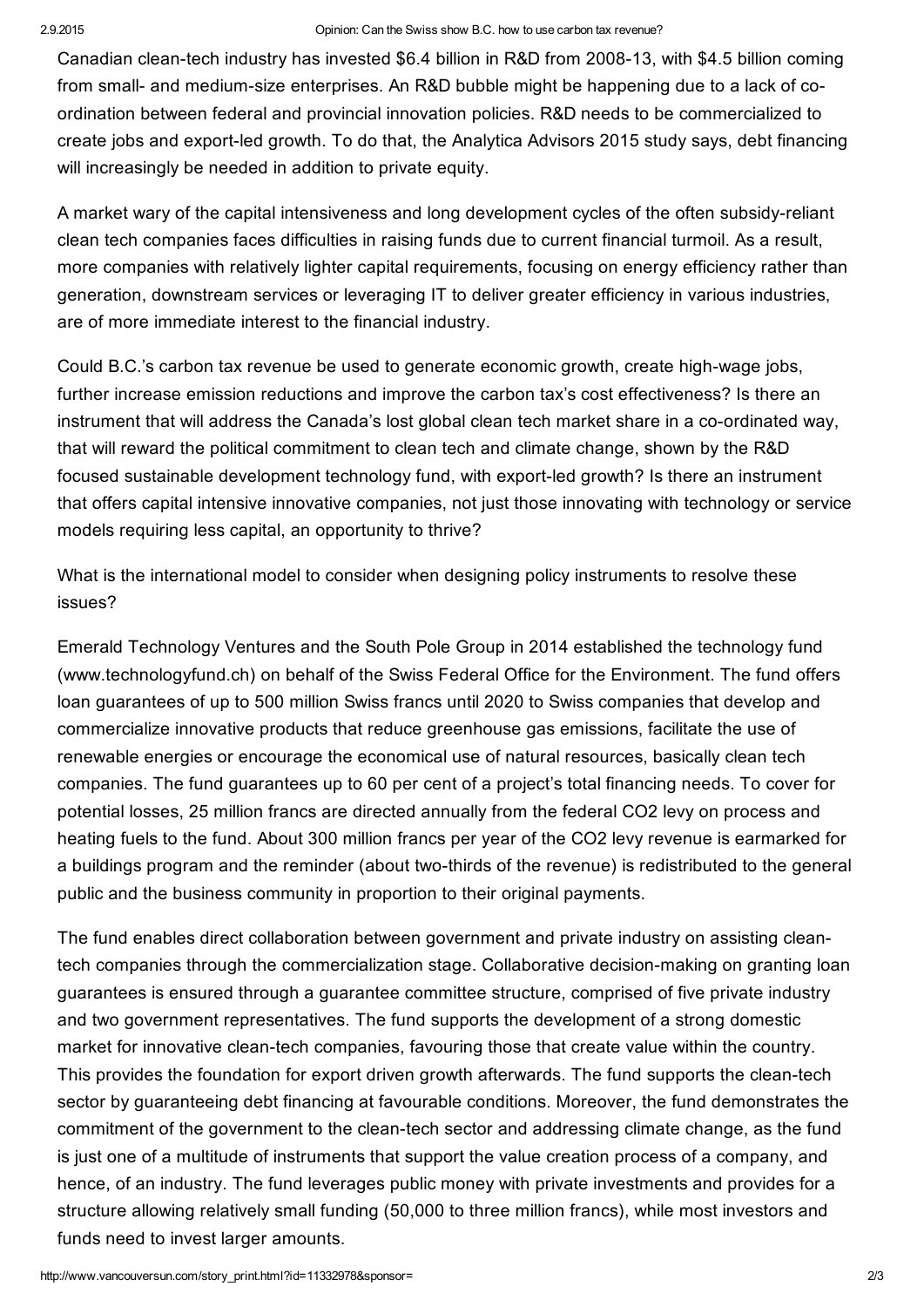Canadian clean-tech industry has invested $6.4 billion in R&D from 2008-13, with $4.5 billion coming from small- and medium-size enterprises. An R&D bubble might be happening due to a lack of co-ordination between federal and provincial innovation policies. R&D needs to be commercialized to create jobs and export-led growth. To do that, the Analytica Advisors 2015 study says, debt financing will increasingly be needed in addition to private equity.

A market wary of the capital intensiveness and long development cycles of the often subsidy-reliant clean tech companies faces difficulties in raising funds due to current financial turmoil. As a result, more companies with relatively lighter capital requirements, focusing on energy efficiency rather than generation, downstream services or leveraging IT to deliver greater efficiency in various industries, are of more immediate interest to the financial industry.

Could B.C.'s carbon tax revenue be used to generate economic growth, create high-wage jobs, further increase emission reductions and improve the carbon tax's cost effectiveness? Is there an instrument that will address the Canada's lost global clean tech market share in a co-ordinated way, that will reward the political commitment to clean tech and climate change, shown by the R&D focused sustainable development technology fund, with export-led growth? Is there an instrument that offers capital intensive innovative companies, not just those innovating with technology or service models requiring less capital, an opportunity to thrive?

What is the international model to consider when designing policy instruments to resolve these issues?

Emerald Technology Ventures and the South Pole Group in 2014 established the technology fund (www.technologyfund.ch) on behalf of the Swiss Federal Office for the Environment. The fund offers loan guarantees of up to 500 million Swiss francs until 2020 to Swiss companies that develop and commercialize innovative products that reduce greenhouse gas emissions, facilitate the use of renewable energies or encourage the economical use of natural resources, basically clean tech companies. The fund guarantees up to 60 per cent of a project's total financing needs. To cover for potential losses, 25 million francs are directed annually from the federal $CO_2$ levy on process and heating fuels to the fund. About 300 million francs per year of the $CO_2$ levy revenue is earmarked for a buildings program and the reminder (about two-thirds of the revenue) is redistributed to the general public and the business community in proportion to their original payments.

The fund enables direct collaboration between government and private industry on assisting clean-tech companies through the commercialization stage. Collaborative decision-making on granting loan guarantees is ensured through a guarantee committee structure, comprised of five private industry and two government representatives. The fund supports the development of a strong domestic market for innovative clean-tech companies, favouring those that create value within the country. This provides the foundation for export driven growth afterwards. The fund supports the clean-tech sector by guaranteeing debt financing at favourable conditions. Moreover, the fund demonstrates the commitment of the government to the clean-tech sector and addressing climate change, as the fund is just one of a multitude of instruments that support the value creation process of a company, and hence, of an industry. The fund leverages public money with private investments and provides for a structure allowing relatively small funding (50,000 to three million francs), while most investors and funds need to invest larger amounts.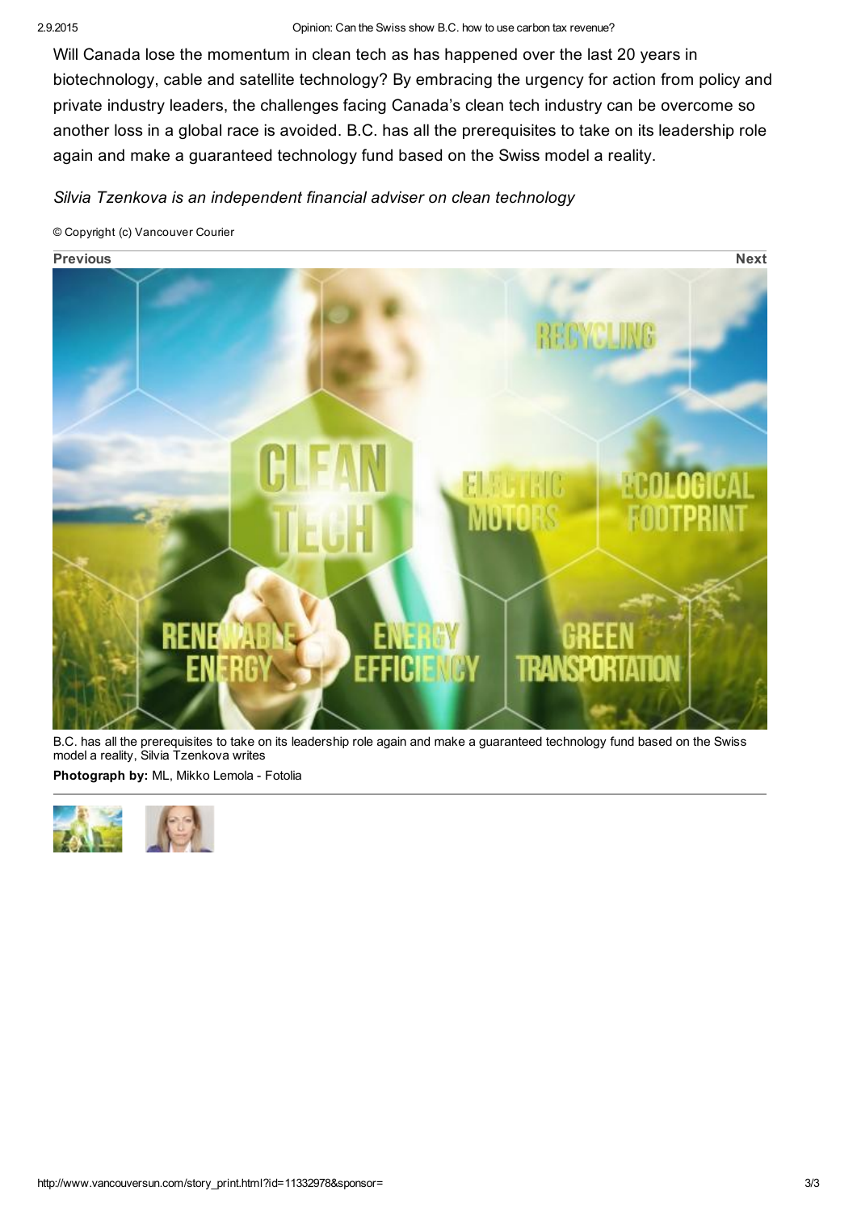Will Canada lose the momentum in clean tech as has happened over the last 20 years in biotechnology, cable and satellite technology? By embracing the urgency for action from policy and private industry leaders, the challenges facing Canada's clean tech industry can be overcome so another loss in a global race is avoided. B.C. has all the prerequisites to take on its leadership role again and make a guaranteed technology fund based on the Swiss model a reality.

*Silvia Tzenkova is an independent financial adviser on clean technology*

© Copyright (c) Vancouver Courier

Previous Next

B.C. has all the prerequisites to take on its leadership role again and make a guaranteed technology fund based on the Swiss model a reality, Silvia Tzenkova writes

**Photograph by:** ML, Mikko Lemola - Fotolia